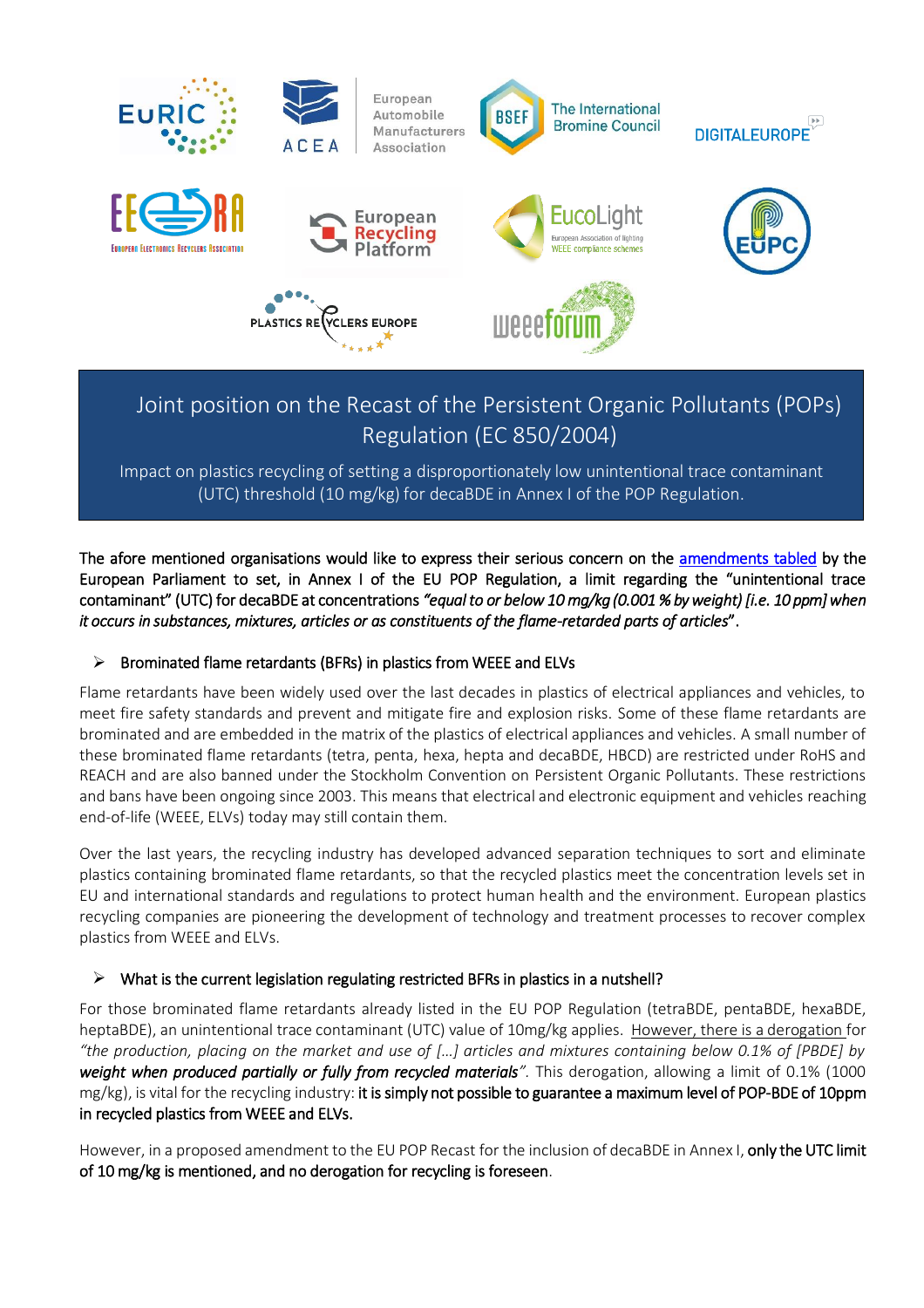# Joint position on the Recast of the Persistent Organic Pollutants (POPs) Regulation (EC 850/2004)

Impact on plastics recycling of setting a disproportionately low unintentional trace contaminant (UTC) threshold (10 mg/kg) for decaBDE in Annex I of the POP Regulation.

**The afore mentioned organisations would like to express their serious concern on the amendments tabled by the European Parliament to set, in Annex I of the EU POP Regulation, a limit regarding the "unintentional trace contaminant" (UTC) for decaBDE at concentrations** ***"equal to or below 10 mg/kg (0.001 % by weight) [i.e. 10 ppm] when it occurs in substances, mixtures, articles or as constituents of the flame-retarded parts of articles"*****.**

## Brominated flame retardants (BFRs) in plastics from WEEE and ELVs

Flame retardants have been widely used over the last decades in plastics of electrical appliances and vehicles, to meet fire safety standards and prevent and mitigate fire and explosion risks. Some of these flame retardants are brominated and are embedded in the matrix of the plastics of electrical appliances and vehicles. A small number of these brominated flame retardants (tetra, penta, hexa, hepta and decaBDE, HBCD) are restricted under RoHS and REACH and are also banned under the Stockholm Convention on Persistent Organic Pollutants. These restrictions and bans have been ongoing since 2003. This means that electrical and electronic equipment and vehicles reaching end-of-life (WEEE, ELVs) today may still contain them.

Over the last years, the recycling industry has developed advanced separation techniques to sort and eliminate plastics containing brominated flame retardants, so that the recycled plastics meet the concentration levels set in EU and international standards and regulations to protect human health and the environment. European plastics recycling companies are pioneering the development of technology and treatment processes to recover complex plastics from WEEE and ELVs.

## What is the current legislation regulating restricted BFRs in plastics in a nutshell?

For those brominated flame retardants already listed in the EU POP Regulation (tetraBDE, pentaBDE, hexaBDE, heptaBDE), an unintentional trace contaminant (UTC) value of 10mg/kg applies. However, there is a derogation for *"the production, placing on the market and use of […] articles and mixtures containing below 0.1% of [PBDE] by* ***weight when produced partially or fully from recycled materials****".* This derogation, allowing a limit of 0.1% (1000 mg/kg), is vital for the recycling industry: **it is simply not possible to guarantee a maximum level of POP-BDE of 10ppm in recycled plastics from WEEE and ELVs.**

However, in a proposed amendment to the EU POP Recast for the inclusion of decaBDE in Annex I, **only the UTC limit of 10 mg/kg is mentioned, and no derogation for recycling is foreseen**.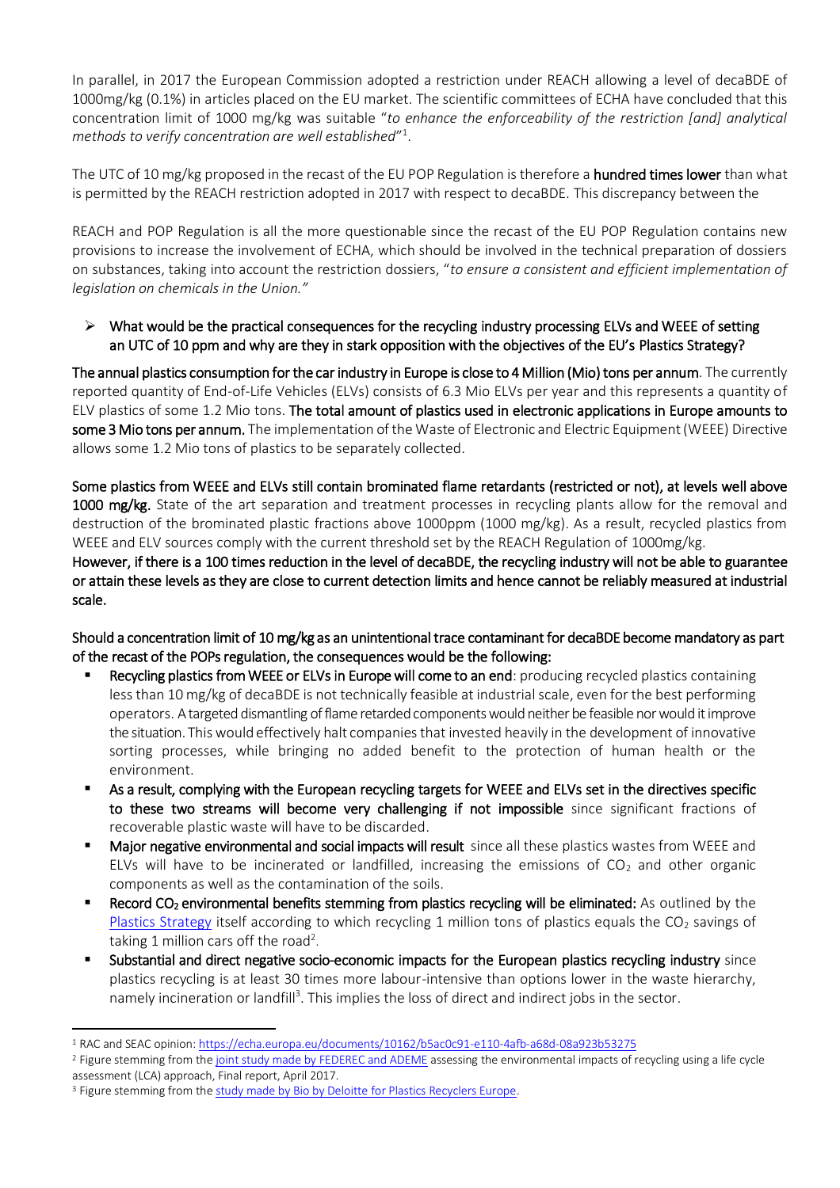In parallel, in 2017 the European Commission adopted a restriction under REACH allowing a level of decaBDE of 1000mg/kg (0.1%) in articles placed on the EU market. The scientific committees of ECHA have concluded that this concentration limit of 1000 mg/kg was suitable "*to enhance the enforceability of the restriction [and] analytical methods to verify concentration are well established*"[1].

The UTC of 10 mg/kg proposed in the recast of the EU POP Regulation is therefore a **hundred times lower** than what is permitted by the REACH restriction adopted in 2017 with respect to decaBDE. This discrepancy between the

REACH and POP Regulation is all the more questionable since the recast of the EU POP Regulation contains new provisions to increase the involvement of ECHA, which should be involved in the technical preparation of dossiers on substances, taking into account the restriction dossiers, "*to ensure a consistent and efficient implementation of legislation on chemicals in the Union."*

> ➢ What would be the practical consequences for the recycling industry processing ELVs and WEEE of setting an UTC of 10 ppm and why are they in stark opposition with the objectives of the EU's Plastics Strategy?

**The annual plastics consumption for the car industry in Europe is close to 4 Million (Mio) tons per annum**. The currently reported quantity of End-of-Life Vehicles (ELVs) consists of 6.3 Mio ELVs per year and this represents a quantity of ELV plastics of some 1.2 Mio tons. **The total amount of plastics used in electronic applications in Europe amounts to some 3 Mio tons per annum.** The implementation of the Waste of Electronic and Electric Equipment (WEEE) Directive allows some 1.2 Mio tons of plastics to be separately collected.

**Some plastics from WEEE and ELVs still contain brominated flame retardants (restricted or not), at levels well above 1000 mg/kg.** State of the art separation and treatment processes in recycling plants allow for the removal and destruction of the brominated plastic fractions above 1000ppm (1000 mg/kg). As a result, recycled plastics from WEEE and ELV sources comply with the current threshold set by the REACH Regulation of 1000mg/kg.
**However, if there is a 100 times reduction in the level of decaBDE, the recycling industry will not be able to guarantee or attain these levels as they are close to current detection limits and hence cannot be reliably measured at industrial scale.**

**Should a concentration limit of 10 mg/kg as an unintentional trace contaminant for decaBDE become mandatory as part of the recast of the POPs regulation, the consequences would be the following:**

- **Recycling plastics from WEEE or ELVs in Europe will come to an end**: producing recycled plastics containing less than 10 mg/kg of decaBDE is not technically feasible at industrial scale, even for the best performing operators. A targeted dismantling of flame retarded components would neither be feasible nor would it improve the situation. This would effectively halt companies that invested heavily in the development of innovative sorting processes, while bringing no added benefit to the protection of human health or the environment.
- **As a result, complying with the European recycling targets for WEEE and ELVs set in the directives specific to these two streams will become very challenging if not impossible** since significant fractions of recoverable plastic waste will have to be discarded.
- **Major negative environmental and social impacts will result** since all these plastics wastes from WEEE and ELVs will have to be incinerated or landfilled, increasing the emissions of $CO_2$ and other organic components as well as the contamination of the soils.
- **Record $CO_2$ environmental benefits stemming from plastics recycling will be eliminated:** As outlined by the Plastics Strategy itself according to which recycling 1 million tons of plastics equals the $CO_2$ savings of taking 1 million cars off the road[2].
- **Substantial and direct negative socio-economic impacts for the European plastics recycling industry** since plastics recycling is at least 30 times more labour-intensive than options lower in the waste hierarchy, namely incineration or landfill[3]. This implies the loss of direct and indirect jobs in the sector.

---

[1] RAC and SEAC opinion: https://echa.europa.eu/documents/10162/b5ac0c91-e110-4afb-a68d-08a923b53275

[2] Figure stemming from the joint study made by FEDEREC and ADEME assessing the environmental impacts of recycling using a life cycle assessment (LCA) approach, Final report, April 2017.

[3] Figure stemming from the study made by Bio by Deloitte for Plastics Recyclers Europe.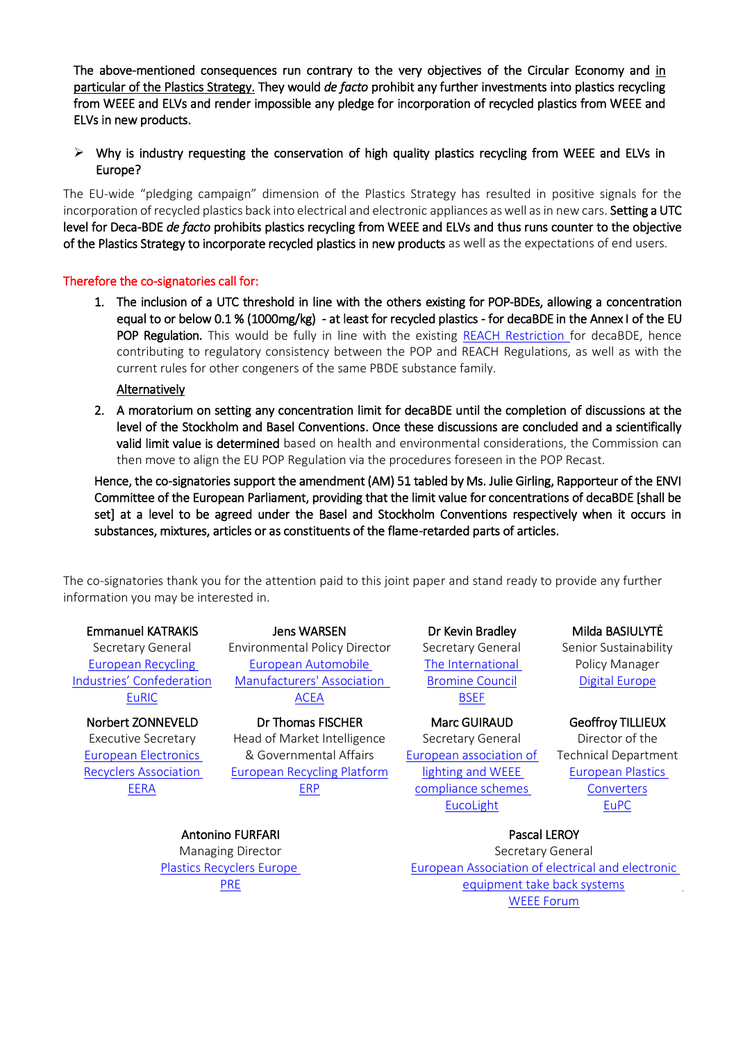The above-mentioned consequences run contrary to the very objectives of the Circular Economy and in particular of the Plastics Strategy. They would *de facto* prohibit any further investments into plastics recycling from WEEE and ELVs and render impossible any pledge for incorporation of recycled plastics from WEEE and ELVs in new products.

- **Why is industry requesting the conservation of high quality plastics recycling from WEEE and ELVs in Europe?**

The EU-wide "pledging campaign" dimension of the Plastics Strategy has resulted in positive signals for the incorporation of recycled plastics back into electrical and electronic appliances as well as in new cars. **Setting a UTC level for Deca-BDE *de facto* prohibits plastics recycling from WEEE and ELVs and thus runs counter to the objective of the Plastics Strategy to incorporate recycled plastics in new products** as well as the expectations of end users.

**Therefore the co-signatories call for:**

1. **The inclusion of a UTC threshold in line with the others existing for POP-BDEs, allowing a concentration equal to or below 0.1 % (1000mg/kg) - at least for recycled plastics - for decaBDE in the Annex I of the EU POP Regulation.** This would be fully in line with the existing REACH Restriction for decaBDE, hence contributing to regulatory consistency between the POP and REACH Regulations, as well as with the current rules for other congeners of the same PBDE substance family.

   Alternatively

2. **A moratorium on setting any concentration limit for decaBDE until the completion of discussions at the level of the Stockholm and Basel Conventions. Once these discussions are concluded and a scientifically valid limit value is determined** based on health and environmental considerations, the Commission can then move to align the EU POP Regulation via the procedures foreseen in the POP Recast.

**Hence, the co-signatories support the amendment (AM) 51 tabled by Ms. Julie Girling, Rapporteur of the ENVI Committee of the European Parliament, providing that the limit value for concentrations of decaBDE [shall be set] at a level to be agreed under the Basel and Stockholm Conventions respectively when it occurs in substances, mixtures, articles or as constituents of the flame-retarded parts of articles.**

The co-signatories thank you for the attention paid to this joint paper and stand ready to provide any further information you may be interested in.

Emmanuel KATRAKIS
Secretary General
European Recycling Industries' Confederation
EuRIC

Jens WARSEN
Environmental Policy Director
European Automobile Manufacturers' Association
ACEA

Dr Kevin Bradley
Secretary General
The International Bromine Council
BSEF

Milda BASIULYTĖ
Senior Sustainability Policy Manager
Digital Europe

Norbert ZONNEVELD
Executive Secretary
European Electronics Recyclers Association
EERA

Dr Thomas FISCHER
Head of Market Intelligence & Governmental Affairs
European Recycling Platform
ERP

Marc GUIRAUD
Secretary General
European association of lighting and WEEE compliance schemes
EucoLight

Geoffroy TILLIEUX
Director of the Technical Department
European Plastics Converters
EuPC

Antonino FURFARI
Managing Director
Plastics Recyclers Europe
PRE

Pascal LEROY
Secretary General
European Association of electrical and electronic equipment take back systems
WEEE Forum